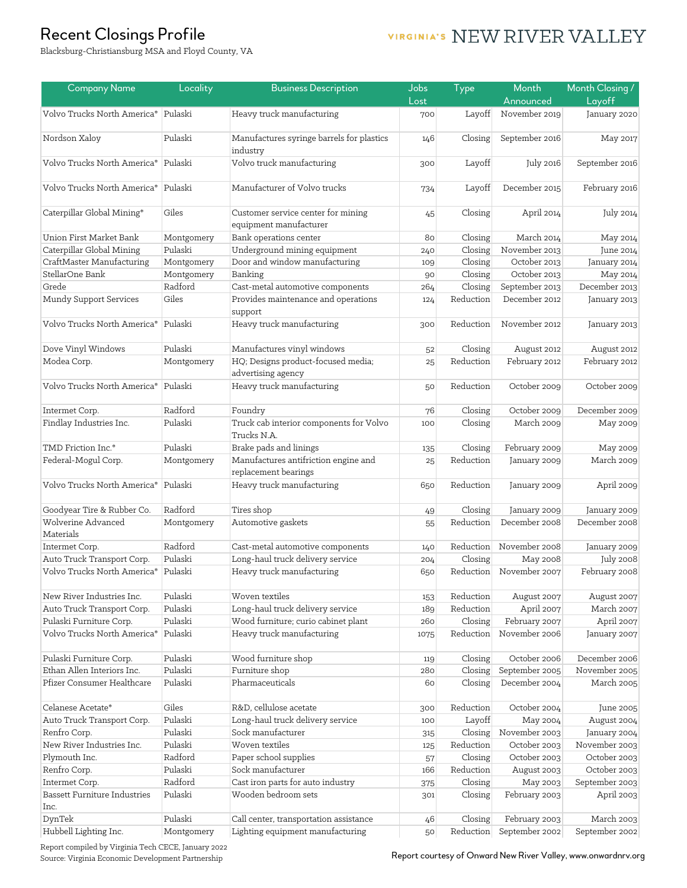# Recent Closings Profile

Blacksburg-Christiansburg MSA and Floyd County, VA

VIRGINIA'S NEW RIVER VALLEY

| Company Name | Locality | Business Description | Jobs Lost | Type | Month Announced | Month Closing / Layoff |
|---|---|---|---|---|---|---|
| Volvo Trucks North America* | Pulaski | Heavy truck manufacturing | 700 | Layoff | November 2019 | January 2020 |
| Nordson Xaloy | Pulaski | Manufactures syringe barrels for plastics industry | 146 | Closing | September 2016 | May 2017 |
| Volvo Trucks North America* | Pulaski | Volvo truck manufacturing | 300 | Layoff | July 2016 | September 2016 |
| Volvo Trucks North America* | Pulaski | Manufacturer of Volvo trucks | 734 | Layoff | December 2015 | February 2016 |
| Caterpillar Global Mining* | Giles | Customer service center for mining equipment manufacturer | 45 | Closing | April 2014 | July 2014 |
| Union First Market Bank | Montgomery | Bank operations center | 80 | Closing | March 2014 | May 2014 |
| Caterpillar Global Mining | Pulaski | Underground mining equipment | 240 | Closing | November 2013 | June 2014 |
| CraftMaster Manufacturing | Montgomery | Door and window manufacturing | 109 | Closing | October 2013 | January 2014 |
| StellarOne Bank | Montgomery | Banking | 90 | Closing | October 2013 | May 2014 |
| Grede | Radford | Cast-metal automotive components | 264 | Closing | September 2013 | December 2013 |
| Mundy Support Services | Giles | Provides maintenance and operations support | 124 | Reduction | December 2012 | January 2013 |
| Volvo Trucks North America* | Pulaski | Heavy truck manufacturing | 300 | Reduction | November 2012 | January 2013 |
| Dove Vinyl Windows | Pulaski | Manufactures vinyl windows | 52 | Closing | August 2012 | August 2012 |
| Modea Corp. | Montgomery | HQ; Designs product-focused media; advertising agency | 25 | Reduction | February 2012 | February 2012 |
| Volvo Trucks North America* | Pulaski | Heavy truck manufacturing | 50 | Reduction | October 2009 | October 2009 |
| Intermet Corp. | Radford | Foundry | 76 | Closing | October 2009 | December 2009 |
| Findlay Industries Inc. | Pulaski | Truck cab interior components for Volvo Trucks N.A. | 100 | Closing | March 2009 | May 2009 |
| TMD Friction Inc.* | Pulaski | Brake pads and linings | 135 | Closing | February 2009 | May 2009 |
| Federal-Mogul Corp. | Montgomery | Manufactures antifriction engine and replacement bearings | 25 | Reduction | January 2009 | March 2009 |
| Volvo Trucks North America* | Pulaski | Heavy truck manufacturing | 650 | Reduction | January 2009 | April 2009 |
| Goodyear Tire & Rubber Co. | Radford | Tires shop | 49 | Closing | January 2009 | January 2009 |
| Wolverine Advanced Materials | Montgomery | Automotive gaskets | 55 | Reduction | December 2008 | December 2008 |
| Intermet Corp. | Radford | Cast-metal automotive components | 140 | Reduction | November 2008 | January 2009 |
| Auto Truck Transport Corp. | Pulaski | Long-haul truck delivery service | 204 | Closing | May 2008 | July 2008 |
| Volvo Trucks North America* | Pulaski | Heavy truck manufacturing | 650 | Reduction | November 2007 | February 2008 |
| New River Industries Inc. | Pulaski | Woven textiles | 153 | Reduction | August 2007 | August 2007 |
| Auto Truck Transport Corp. | Pulaski | Long-haul truck delivery service | 189 | Reduction | April 2007 | March 2007 |
| Pulaski Furniture Corp. | Pulaski | Wood furniture; curio cabinet plant | 260 | Closing | February 2007 | April 2007 |
| Volvo Trucks North America* | Pulaski | Heavy truck manufacturing | 1075 | Reduction | November 2006 | January 2007 |
| Pulaski Furniture Corp. | Pulaski | Wood furniture shop | 119 | Closing | October 2006 | December 2006 |
| Ethan Allen Interiors Inc. | Pulaski | Furniture shop | 280 | Closing | September 2005 | November 2005 |
| Pfizer Consumer Healthcare | Pulaski | Pharmaceuticals | 60 | Closing | December 2004 | March 2005 |
| Celanese Acetate* | Giles | R&D, cellulose acetate | 300 | Reduction | October 2004 | June 2005 |
| Auto Truck Transport Corp. | Pulaski | Long-haul truck delivery service | 100 | Layoff | May 2004 | August 2004 |
| Renfro Corp. | Pulaski | Sock manufacturer | 315 | Closing | November 2003 | January 2004 |
| New River Industries Inc. | Pulaski | Woven textiles | 125 | Reduction | October 2003 | November 2003 |
| Plymouth Inc. | Radford | Paper school supplies | 57 | Closing | October 2003 | October 2003 |
| Renfro Corp. | Pulaski | Sock manufacturer | 166 | Reduction | August 2003 | October 2003 |
| Intermet Corp. | Radford | Cast iron parts for auto industry | 375 | Closing | May 2003 | September 2003 |
| Bassett Furniture Industries Inc. | Pulaski | Wooden bedroom sets | 301 | Closing | February 2003 | April 2003 |
| DynTek | Pulaski | Call center, transportation assistance | 46 | Closing | February 2003 | March 2003 |
| Hubbell Lighting Inc. | Montgomery | Lighting equipment manufacturing | 50 | Reduction | September 2002 | September 2002 |

Report compiled by Virginia Tech CECE, January 2022
Source: Virginia Economic Development Partnership

Report courtesy of Onward New River Valley, www.onwardnrv.org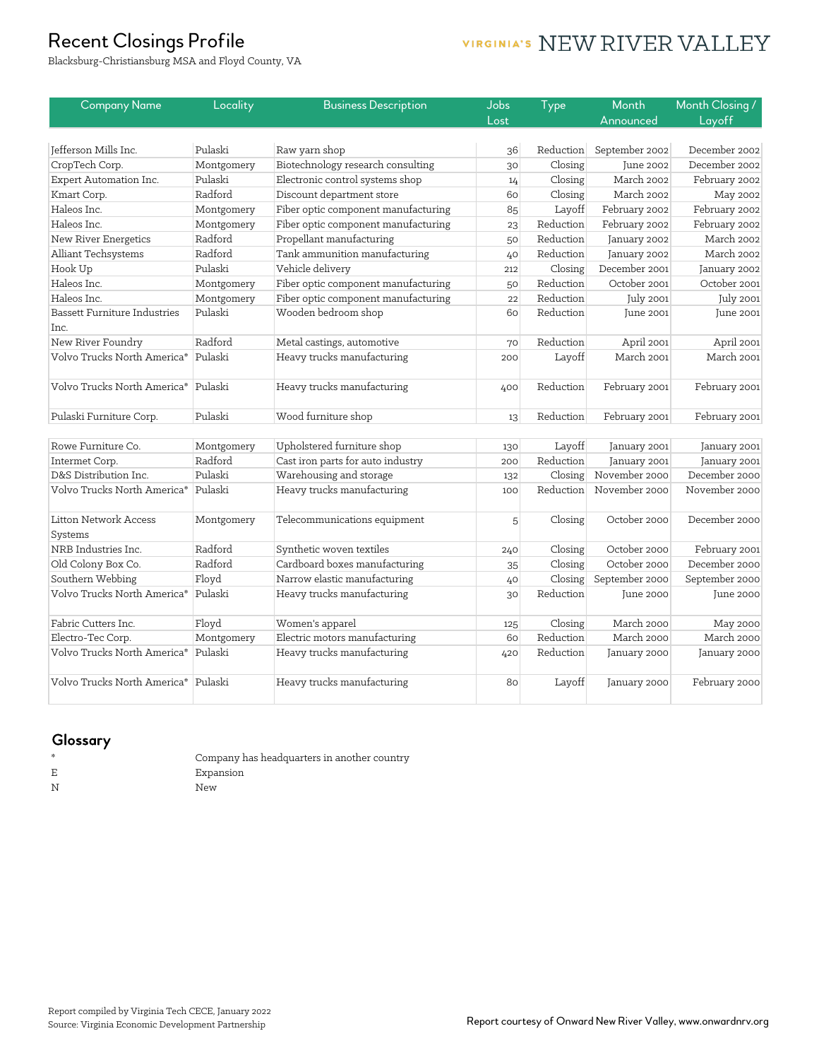# Recent Closings Profile

Blacksburg-Christiansburg MSA and Floyd County, VA

VIRGINIA'S NEW RIVER VALLEY

| Company Name | Locality | Business Description | Jobs Lost | Type | Month Announced | Month Closing / Layoff |
|---|---|---|---|---|---|---|
| Jefferson Mills Inc. | Pulaski | Raw yarn shop | 36 | Reduction | September 2002 | December 2002 |
| CropTech Corp. | Montgomery | Biotechnology research consulting | 30 | Closing | June 2002 | December 2002 |
| Expert Automation Inc. | Pulaski | Electronic control systems shop | 14 | Closing | March 2002 | February 2002 |
| Kmart Corp. | Radford | Discount department store | 60 | Closing | March 2002 | May 2002 |
| Haleos Inc. | Montgomery | Fiber optic component manufacturing | 85 | Layoff | February 2002 | February 2002 |
| Haleos Inc. | Montgomery | Fiber optic component manufacturing | 23 | Reduction | February 2002 | February 2002 |
| New River Energetics | Radford | Propellant manufacturing | 50 | Reduction | January 2002 | March 2002 |
| Alliant Techsystems | Radford | Tank ammunition manufacturing | 40 | Reduction | January 2002 | March 2002 |
| Hook Up | Pulaski | Vehicle delivery | 212 | Closing | December 2001 | January 2002 |
| Haleos Inc. | Montgomery | Fiber optic component manufacturing | 50 | Reduction | October 2001 | October 2001 |
| Haleos Inc. | Montgomery | Fiber optic component manufacturing | 22 | Reduction | July 2001 | July 2001 |
| Bassett Furniture Industries Inc. | Pulaski | Wooden bedroom shop | 60 | Reduction | June 2001 | June 2001 |
| New River Foundry | Radford | Metal castings, automotive | 70 | Reduction | April 2001 | April 2001 |
| Volvo Trucks North America* | Pulaski | Heavy trucks manufacturing | 200 | Layoff | March 2001 | March 2001 |
| Volvo Trucks North America* | Pulaski | Heavy trucks manufacturing | 400 | Reduction | February 2001 | February 2001 |
| Pulaski Furniture Corp. | Pulaski | Wood furniture shop | 13 | Reduction | February 2001 | February 2001 |
| Rowe Furniture Co. | Montgomery | Upholstered furniture shop | 130 | Layoff | January 2001 | January 2001 |
| Intermet Corp. | Radford | Cast iron parts for auto industry | 200 | Reduction | January 2001 | January 2001 |
| D&S Distribution Inc. | Pulaski | Warehousing and storage | 132 | Closing | November 2000 | December 2000 |
| Volvo Trucks North America* | Pulaski | Heavy trucks manufacturing | 100 | Reduction | November 2000 | November 2000 |
| Litton Network Access Systems | Montgomery | Telecommunications equipment | 5 | Closing | October 2000 | December 2000 |
| NRB Industries Inc. | Radford | Synthetic woven textiles | 240 | Closing | October 2000 | February 2001 |
| Old Colony Box Co. | Radford | Cardboard boxes manufacturing | 35 | Closing | October 2000 | December 2000 |
| Southern Webbing | Floyd | Narrow elastic manufacturing | 40 | Closing | September 2000 | September 2000 |
| Volvo Trucks North America* | Pulaski | Heavy trucks manufacturing | 30 | Reduction | June 2000 | June 2000 |
| Fabric Cutters Inc. | Floyd | Women's apparel | 125 | Closing | March 2000 | May 2000 |
| Electro-Tec Corp. | Montgomery | Electric motors manufacturing | 60 | Reduction | March 2000 | March 2000 |
| Volvo Trucks North America* | Pulaski | Heavy trucks manufacturing | 420 | Reduction | January 2000 | January 2000 |
| Volvo Trucks North America* | Pulaski | Heavy trucks manufacturing | 80 | Layoff | January 2000 | February 2000 |

## Glossary

| | |
|---|---|
| * | Company has headquarters in another country |
| E | Expansion |
| N | New |

Report compiled by Virginia Tech CECE, January 2022
Source: Virginia Economic Development Partnership

Report courtesy of Onward New River Valley, www.onwardnrv.org